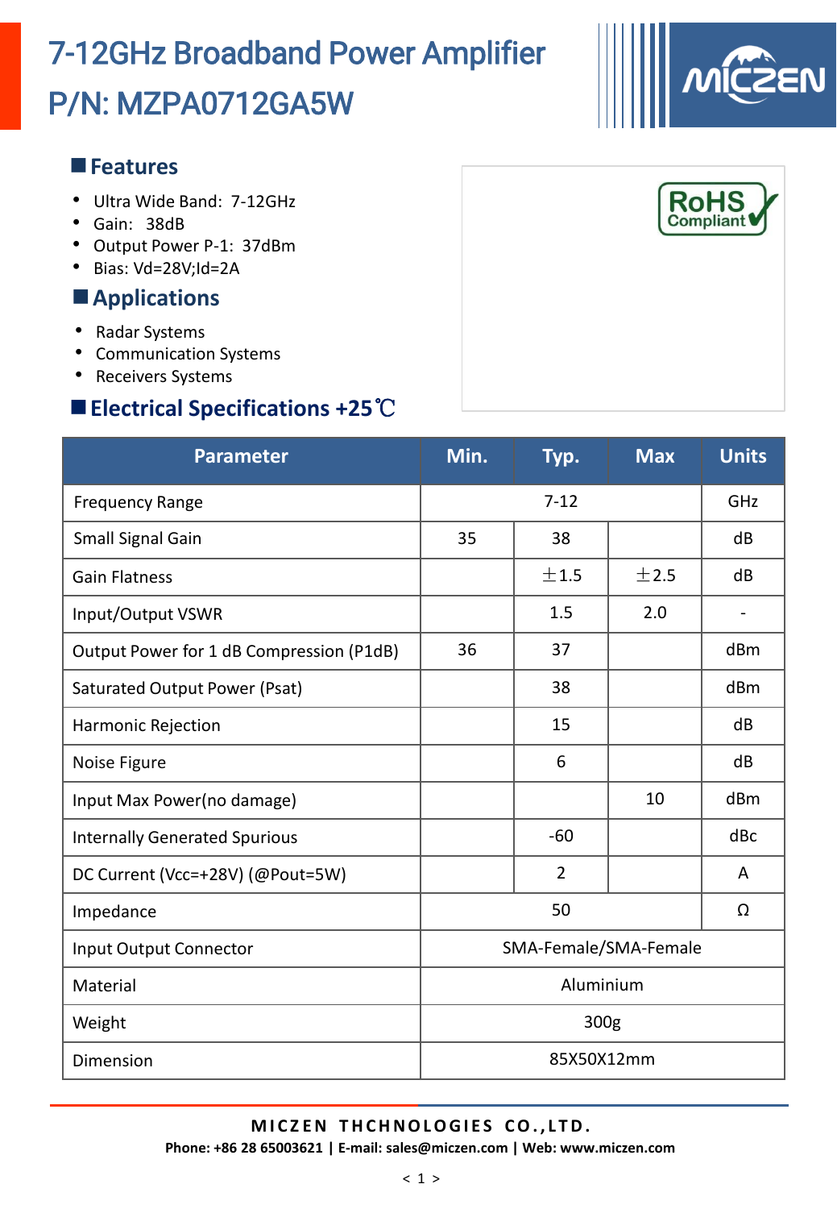# 7-12GHz Broadband Power Amplifier
# P/N: MZPA0712GA5W

## Features

- Ultra Wide Band: 7-12GHz
- Gain: 38dB
- Output Power P-1: 37dBm
- Bias: Vd=28V;Id=2A

## Applications

- Radar Systems
- Communication Systems
- Receivers Systems

## Electrical Specifications +25℃

| Parameter | Min. | Typ. | Max | Units |
|---|---|---|---|---|
| Frequency Range | 7-12 | | | GHz |
| Small Signal Gain | 35 | 38 | | dB |
| Gain Flatness | | ±1.5 | ±2.5 | dB |
| Input/Output VSWR | | 1.5 | 2.0 | - |
| Output Power for 1 dB Compression (P1dB) | 36 | 37 | | dBm |
| Saturated Output Power (Psat) | | 38 | | dBm |
| Harmonic Rejection | | 15 | | dB |
| Noise Figure | | 6 | | dB |
| Input Max Power(no damage) | | | 10 | dBm |
| Internally Generated Spurious | | -60 | | dBc |
| DC Current (Vcc=+28V) (@Pout=5W) | | 2 | | A |
| Impedance | 50 | | | Ω |
| Input Output Connector | SMA-Female/SMA-Female | | | |
| Material | Aluminium | | | |
| Weight | 300g | | | |
| Dimension | 85X50X12mm | | | |

**MICZEN THCHNOLOGIES CO.,LTD.**
**Phone: +86 28 65003621 | E-mail: sales@miczen.com | Web: www.miczen.com**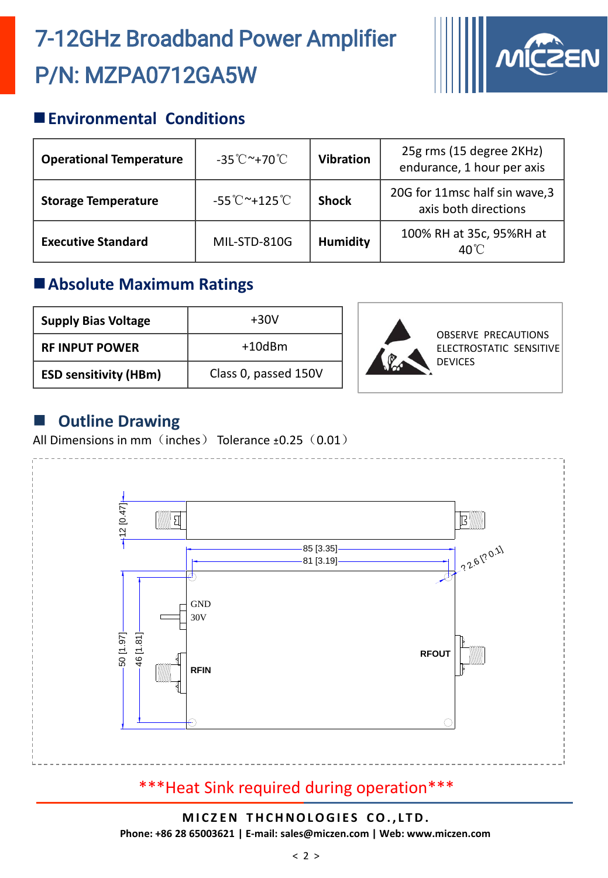# 7-12GHz Broadband Power Amplifier
# P/N: MZPA0712GA5W

## ■ Environmental Conditions

| | | | |
|---|---|---|---|
| **Operational Temperature** | -35℃~+70℃ | **Vibration** | 25g rms (15 degree 2KHz) endurance, 1 hour per axis |
| **Storage Temperature** | -55℃~+125℃ | **Shock** | 20G for 11msc half sin wave,3 axis both directions |
| **Executive Standard** | MIL-STD-810G | **Humidity** | 100% RH at 35c, 95%RH at 40℃ |

## ■ Absolute Maximum Ratings

| | |
|---|---|
| **Supply Bias Voltage** | +30V |
| **RF INPUT POWER** | +10dBm |
| **ESD sensitivity (HBm)** | Class 0, passed 150V |

OBSERVE PRECAUTIONS ELECTROSTATIC SENSITIVE DEVICES

## ■ Outline Drawing

All Dimensions in mm（inches） Tolerance ±0.25（0.01）

12 [0.47]
85 [3.35]
81 [3.19]
?2.6 [?0.1]
50 [1.97]
46 [1.81]
GND
30V
RFIN
RFOUT

***Heat Sink required during operation***

**MICZEN THCHNOLOGIES CO.,LTD.**
**Phone: +86 28 65003621 | E-mail: sales@miczen.com | Web: www.miczen.com**